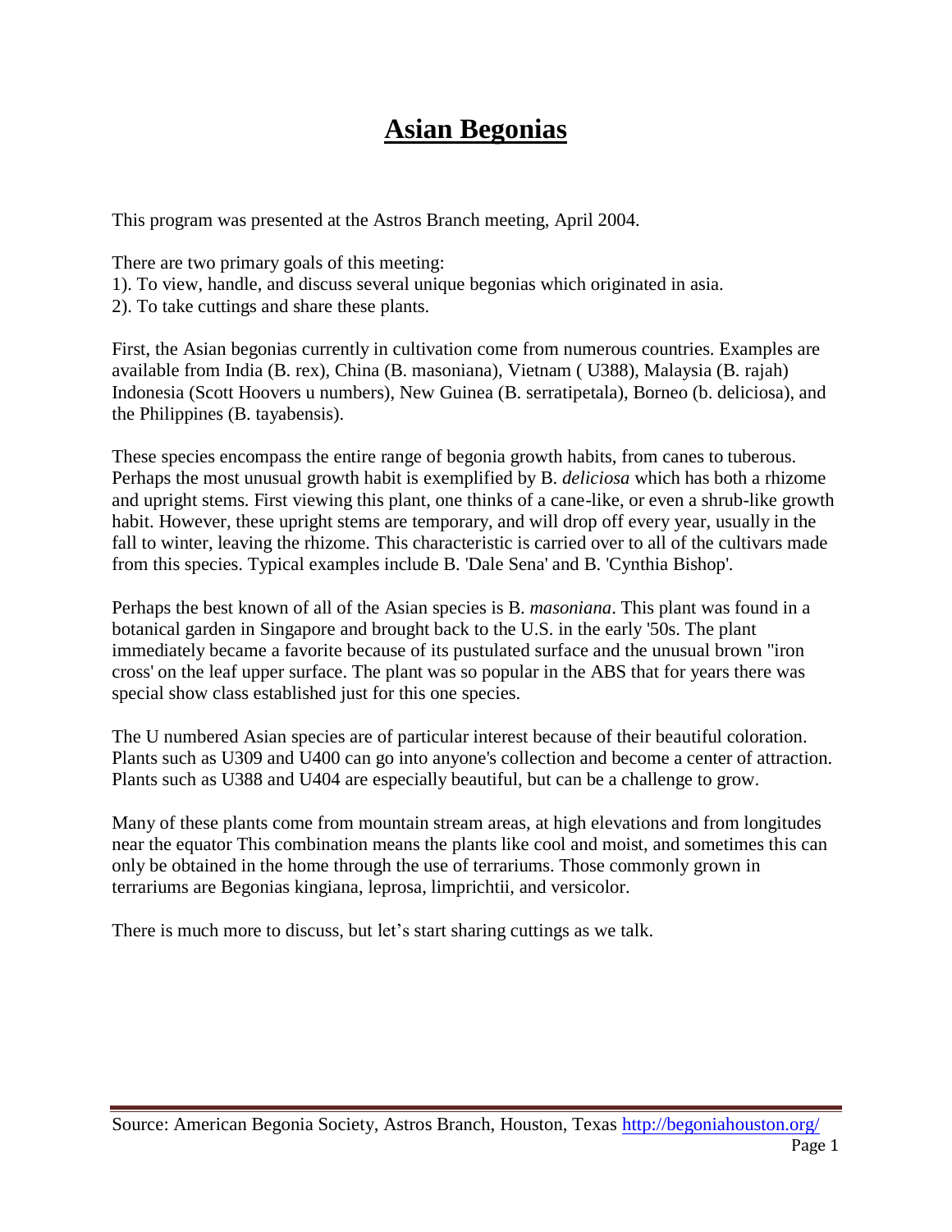# **Asian Begonias**

This program was presented at the Astros Branch meeting, April 2004.

There are two primary goals of this meeting:
1). To view, handle, and discuss several unique begonias which originated in asia.
2). To take cuttings and share these plants.

First, the Asian begonias currently in cultivation come from numerous countries. Examples are available from India (B. rex), China (B. masoniana), Vietnam ( U388), Malaysia (B. rajah) Indonesia (Scott Hoovers u numbers), New Guinea (B. serratipetala), Borneo (b. deliciosa), and the Philippines (B. tayabensis).

These species encompass the entire range of begonia growth habits, from canes to tuberous. Perhaps the most unusual growth habit is exemplified by B. *deliciosa* which has both a rhizome and upright stems. First viewing this plant, one thinks of a cane-like, or even a shrub-like growth habit. However, these upright stems are temporary, and will drop off every year, usually in the fall to winter, leaving the rhizome. This characteristic is carried over to all of the cultivars made from this species. Typical examples include B. 'Dale Sena' and B. 'Cynthia Bishop'.

Perhaps the best known of all of the Asian species is B. *masoniana*. This plant was found in a botanical garden in Singapore and brought back to the U.S. in the early '50s. The plant immediately became a favorite because of its pustulated surface and the unusual brown "iron cross' on the leaf upper surface. The plant was so popular in the ABS that for years there was special show class established just for this one species.

The U numbered Asian species are of particular interest because of their beautiful coloration. Plants such as U309 and U400 can go into anyone's collection and become a center of attraction. Plants such as U388 and U404 are especially beautiful, but can be a challenge to grow.

Many of these plants come from mountain stream areas, at high elevations and from longitudes near the equator This combination means the plants like cool and moist, and sometimes this can only be obtained in the home through the use of terrariums. Those commonly grown in terrariums are Begonias kingiana, leprosa, limprichtii, and versicolor.

There is much more to discuss, but let's start sharing cuttings as we talk.

Source: American Begonia Society, Astros Branch, Houston, Texas http://begoniahouston.org/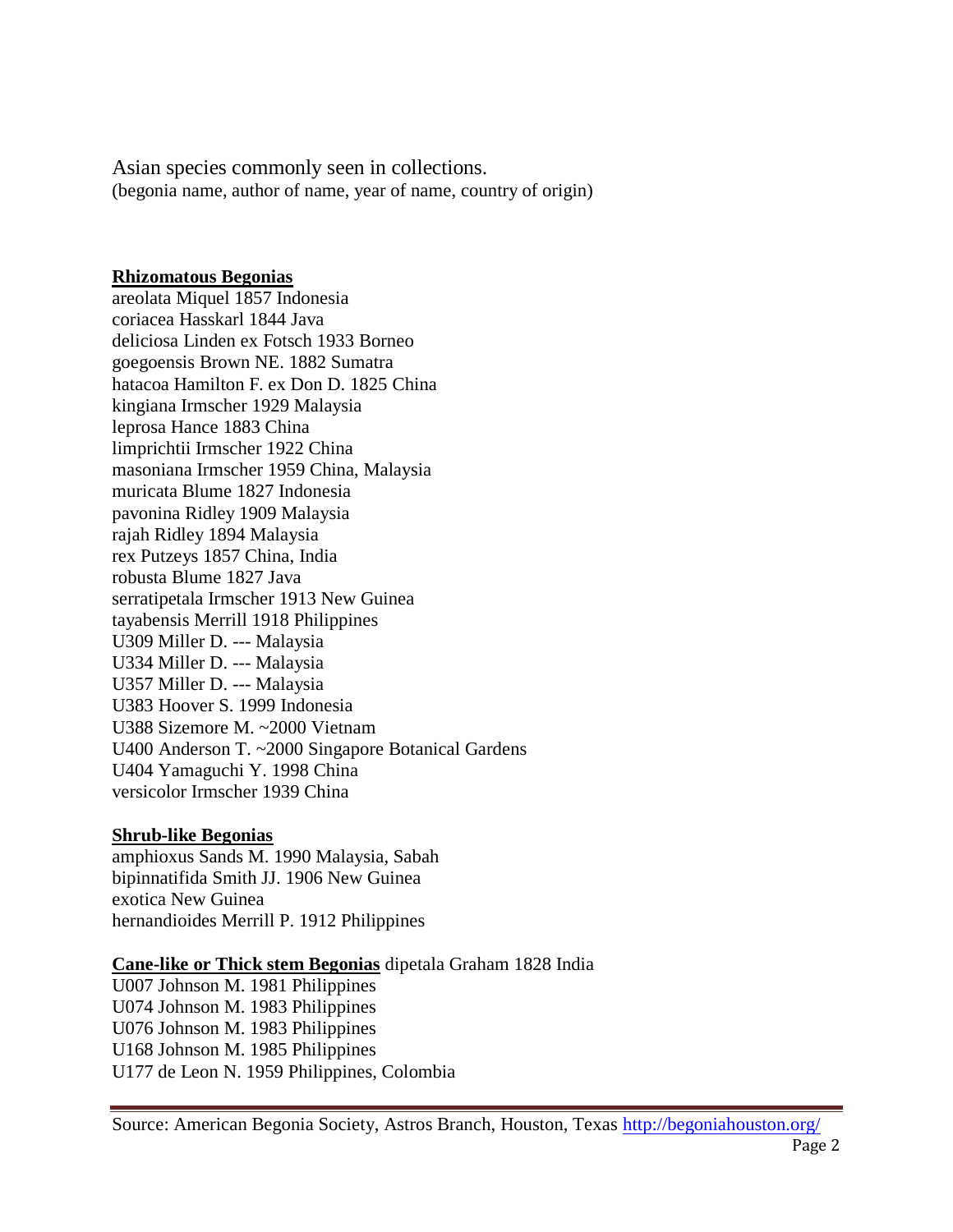Asian species commonly seen in collections.
(begonia name, author of name, year of name, country of origin)

## Rhizomatous Begonias

areolata Miquel 1857 Indonesia
coriacea Hasskarl 1844 Java
deliciosa Linden ex Fotsch 1933 Borneo
goegoensis Brown NE. 1882 Sumatra
hatacoa Hamilton F. ex Don D. 1825 China
kingiana Irmscher 1929 Malaysia
leprosa Hance 1883 China
limprichtii Irmscher 1922 China
masoniana Irmscher 1959 China, Malaysia
muricata Blume 1827 Indonesia
pavonina Ridley 1909 Malaysia
rajah Ridley 1894 Malaysia
rex Putzeys 1857 China, India
robusta Blume 1827 Java
serratipetala Irmscher 1913 New Guinea
tayabensis Merrill 1918 Philippines
U309 Miller D. --- Malaysia
U334 Miller D. --- Malaysia
U357 Miller D. --- Malaysia
U383 Hoover S. 1999 Indonesia
U388 Sizemore M. ~2000 Vietnam
U400 Anderson T. ~2000 Singapore Botanical Gardens
U404 Yamaguchi Y. 1998 China
versicolor Irmscher 1939 China

## Shrub-like Begonias

amphioxus Sands M. 1990 Malaysia, Sabah
bipinnatifida Smith JJ. 1906 New Guinea
exotica New Guinea
hernandioides Merrill P. 1912 Philippines

## Cane-like or Thick stem Begonias

dipetala Graham 1828 India
U007 Johnson M. 1981 Philippines
U074 Johnson M. 1983 Philippines
U076 Johnson M. 1983 Philippines
U168 Johnson M. 1985 Philippines
U177 de Leon N. 1959 Philippines, Colombia

Source: American Begonia Society, Astros Branch, Houston, Texas http://begoniahouston.org/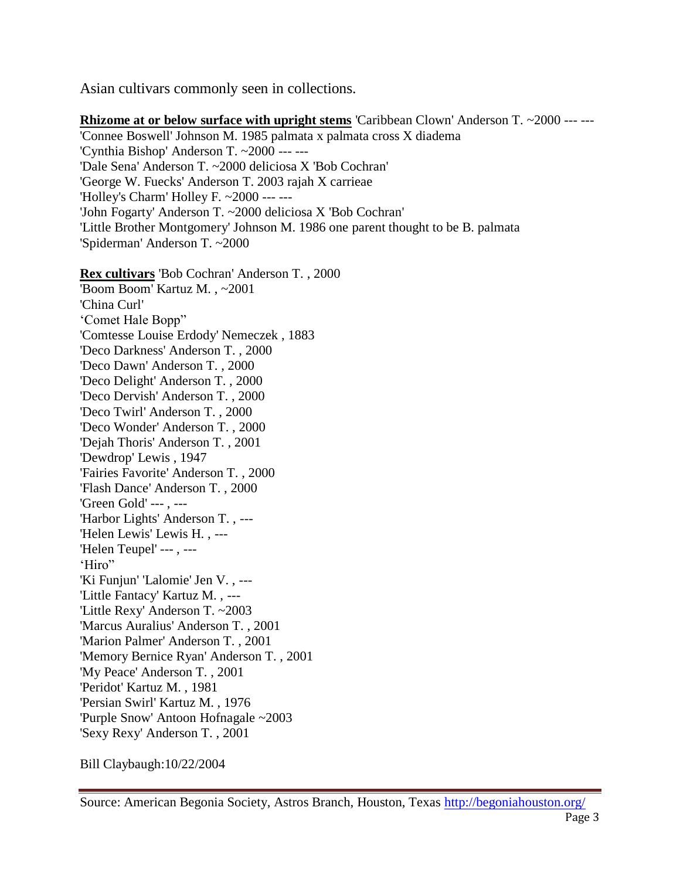Asian cultivars commonly seen in collections.

**Rhizome at or below surface with upright stems** 'Caribbean Clown' Anderson T. ~2000 --- ---
'Connee Boswell' Johnson M. 1985 palmata x palmata cross X diadema
'Cynthia Bishop' Anderson T. ~2000 --- ---
'Dale Sena' Anderson T. ~2000 deliciosa X 'Bob Cochran'
'George W. Fuecks' Anderson T. 2003 rajah X carrieae
'Holley's Charm' Holley F. ~2000 --- ---
'John Fogarty' Anderson T. ~2000 deliciosa X 'Bob Cochran'
'Little Brother Montgomery' Johnson M. 1986 one parent thought to be B. palmata
'Spiderman' Anderson T. ~2000

**Rex cultivars** 'Bob Cochran' Anderson T. , 2000
'Boom Boom' Kartuz M. , ~2001
'China Curl'
'Comet Hale Bopp"
'Comtesse Louise Erdody' Nemeczek , 1883
'Deco Darkness' Anderson T. , 2000
'Deco Dawn' Anderson T. , 2000
'Deco Delight' Anderson T. , 2000
'Deco Dervish' Anderson T. , 2000
'Deco Twirl' Anderson T. , 2000
'Deco Wonder' Anderson T. , 2000
'Dejah Thoris' Anderson T. , 2001
'Dewdrop' Lewis , 1947
'Fairies Favorite' Anderson T. , 2000
'Flash Dance' Anderson T. , 2000
'Green Gold' --- , ---
'Harbor Lights' Anderson T. , ---
'Helen Lewis' Lewis H. , ---
'Helen Teupel' --- , ---
'Hiro"
'Ki Funjun' 'Lalomie' Jen V. , ---
'Little Fantacy' Kartuz M. , ---
'Little Rexy' Anderson T. ~2003
'Marcus Auralius' Anderson T. , 2001
'Marion Palmer' Anderson T. , 2001
'Memory Bernice Ryan' Anderson T. , 2001
'My Peace' Anderson T. , 2001
'Peridot' Kartuz M. , 1981
'Persian Swirl' Kartuz M. , 1976
'Purple Snow' Antoon Hofnagale ~2003
'Sexy Rexy' Anderson T. , 2001

Bill Claybaugh:10/22/2004

Source: American Begonia Society, Astros Branch, Houston, Texas http://begoniahouston.org/